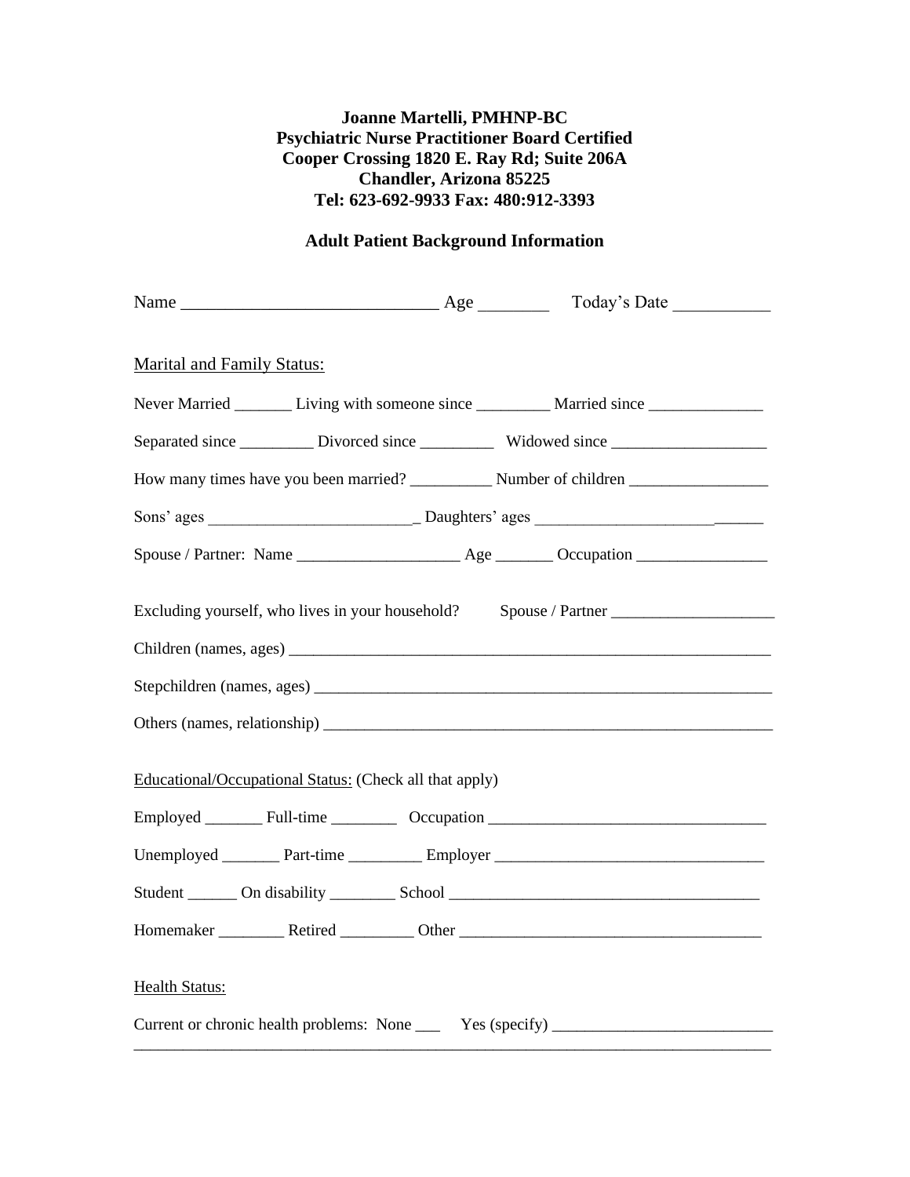**Joanne Martelli, PMHNP-BC**
**Psychiatric Nurse Practitioner Board Certified**
**Cooper Crossing 1820 E. Ray Rd; Suite 206A**
**Chandler, Arizona 85225**
**Tel: 623-692-9933 Fax: 480:912-3393**

## Adult Patient Background Information

Name _____________________________ Age ________ Today's Date ___________

Marital and Family Status:

Never Married _______ Living with someone since _________ Married since ______________

Separated since _________ Divorced since _________ Widowed since ___________________

How many times have you been married? __________ Number of children _________________

Sons' ages __________________________ Daughters' ages ____________________________

Spouse / Partner: Name ____________________ Age _______ Occupation ________________

Excluding yourself, who lives in your household? Spouse / Partner ____________________

Children (names, ages) _____________________________________________________________

Stepchildren (names, ages) __________________________________________________________

Others (names, relationship) _________________________________________________________

Educational/Occupational Status: (Check all that apply)

Employed _______ Full-time ________ Occupation __________________________________

Unemployed _______ Part-time _________ Employer _________________________________

Student ______ On disability ________ School ______________________________________

Homemaker ________ Retired _________ Other _____________________________________

Health Status:

Current or chronic health problems: None ___ Yes (specify) __________________________
_____________________________________________________________________________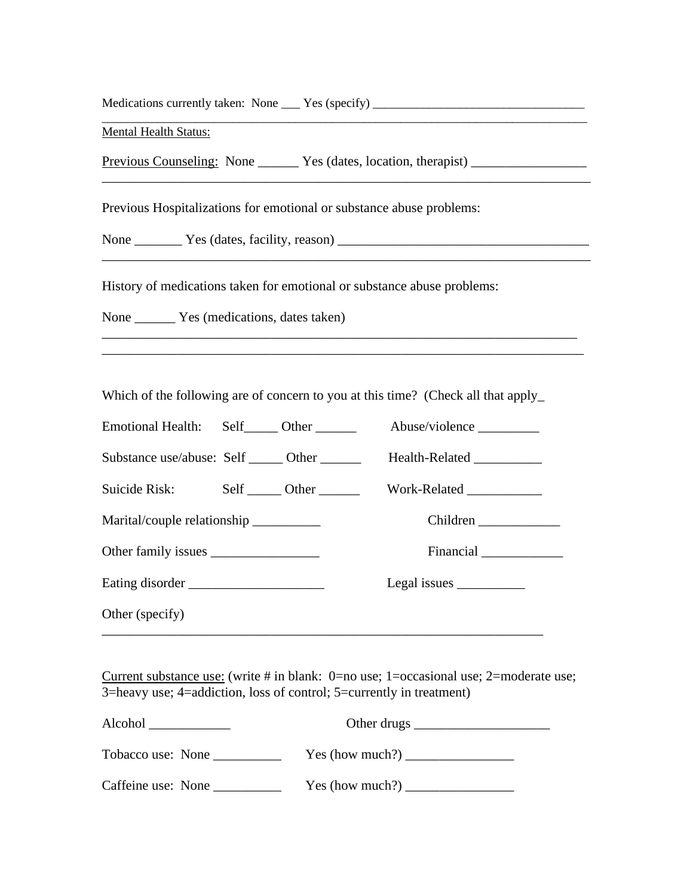Medications currently taken: None ___ Yes (specify) _________________________________
_____________________________________________________________________________

Mental Health Status:

Previous Counseling: None ______ Yes (dates, location, therapist) _________________
_____________________________________________________________________________

Previous Hospitalizations for emotional or substance abuse problems:

None _______ Yes (dates, facility, reason) _____________________________________
_____________________________________________________________________________

History of medications taken for emotional or substance abuse problems:

None ______ Yes (medications, dates taken)
_____________________________________________________________________________
_____________________________________________________________________________

Which of the following are of concern to you at this time? (Check all that apply_

Emotional Health: Self_____ Other ______ Abuse/violence _________

Substance use/abuse: Self _____ Other ______ Health-Related __________

Suicide Risk: Self _____ Other ______ Work-Related ___________

Marital/couple relationship __________ Children ____________

Other family issues ________________ Financial ____________

Eating disorder ____________________ Legal issues __________

Other (specify)
_________________________________________________________________

Current substance use: (write # in blank: 0=no use; 1=occasional use; 2=moderate use; 3=heavy use; 4=addiction, loss of control; 5=currently in treatment)

Alcohol ____________ Other drugs ____________________

Tobacco use: None __________ Yes (how much?) ________________

Caffeine use: None __________ Yes (how much?) ________________